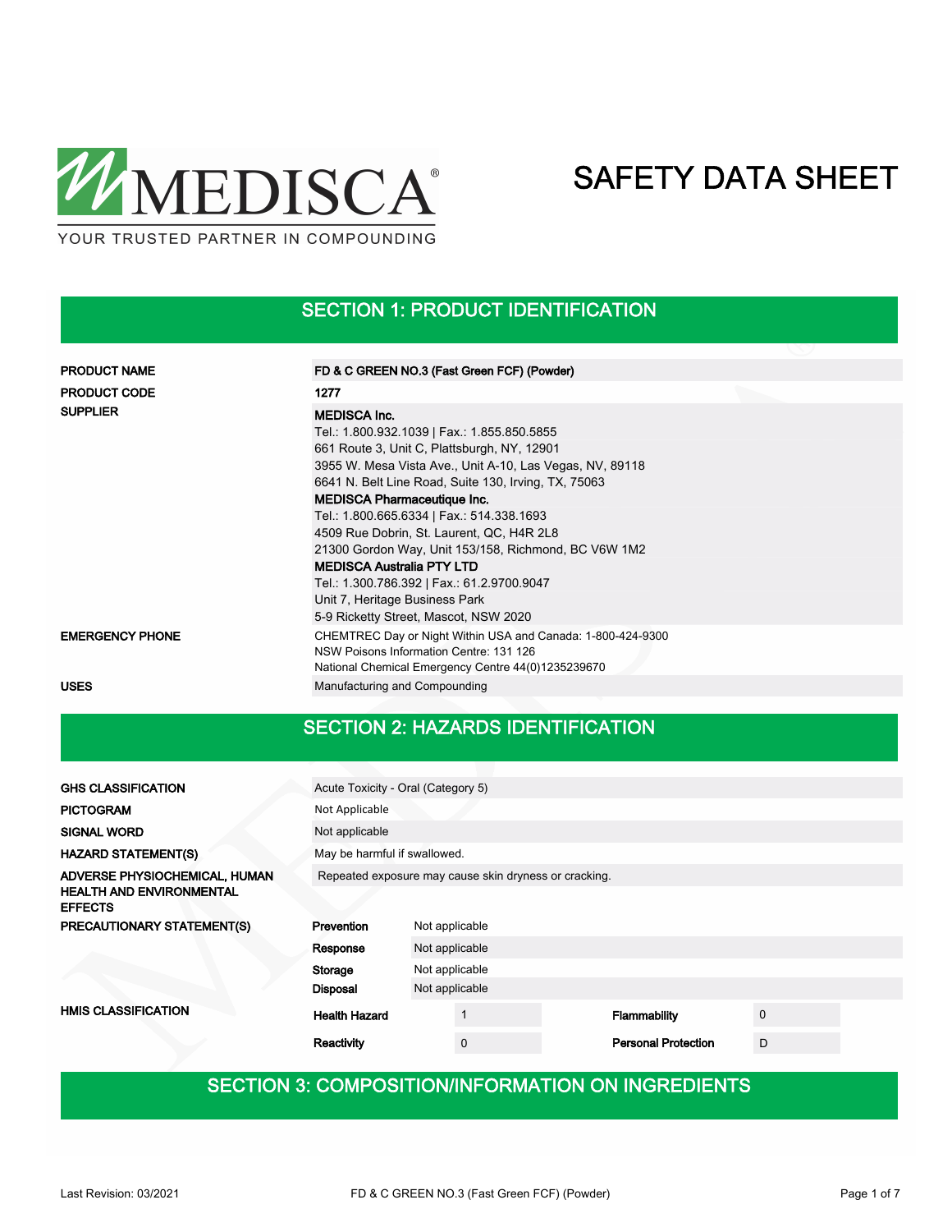MEDISCA®

YOUR TRUSTED PARTNER IN COMPOUNDING

# SAFETY DATA SHEET

## SECTION 1: PRODUCT IDENTIFICATION

| | |
|---|---|
| **PRODUCT NAME** | **FD & C GREEN NO.3 (Fast Green FCF) (Powder)** |
| **PRODUCT CODE** | **1277** |
| **SUPPLIER** | **MEDISCA Inc.**<br>Tel.: 1.800.932.1039 \| Fax.: 1.855.850.5855<br>661 Route 3, Unit C, Plattsburgh, NY, 12901<br>3955 W. Mesa Vista Ave., Unit A-10, Las Vegas, NV, 89118<br>6641 N. Belt Line Road, Suite 130, Irving, TX, 75063<br>**MEDISCA Pharmaceutique Inc.**<br>Tel.: 1.800.665.6334 \| Fax.: 514.338.1693<br>4509 Rue Dobrin, St. Laurent, QC, H4R 2L8<br>21300 Gordon Way, Unit 153/158, Richmond, BC V6W 1M2<br>**MEDISCA Australia PTY LTD**<br>Tel.: 1.300.786.392 \| Fax.: 61.2.9700.9047<br>Unit 7, Heritage Business Park<br>5-9 Ricketty Street, Mascot, NSW 2020 |
| **EMERGENCY PHONE** | CHEMTREC Day or Night Within USA and Canada: 1-800-424-9300<br>NSW Poisons Information Centre: 131 126<br>National Chemical Emergency Centre 44(0)1235239670 |
| **USES** | Manufacturing and Compounding |

## SECTION 2: HAZARDS IDENTIFICATION

| | |
|---|---|
| **GHS CLASSIFICATION** | Acute Toxicity - Oral (Category 5) |
| **PICTOGRAM** | Not Applicable |
| **SIGNAL WORD** | Not applicable |
| **HAZARD STATEMENT(S)** | May be harmful if swallowed. |
| **ADVERSE PHYSIOCHEMICAL, HUMAN HEALTH AND ENVIRONMENTAL EFFECTS** | Repeated exposure may cause skin dryness or cracking. |

**PRECAUTIONARY STATEMENT(S)**

| | |
|---|---|
| **Prevention** | Not applicable |
| **Response** | Not applicable |
| **Storage** | Not applicable |
| **Disposal** | Not applicable |

**HMIS CLASSIFICATION**

| | | | |
|---|---|---|---|
| **Health Hazard** | 1 | **Flammability** | 0 |
| **Reactivity** | 0 | **Personal Protection** | D |

## SECTION 3: COMPOSITION/INFORMATION ON INGREDIENTS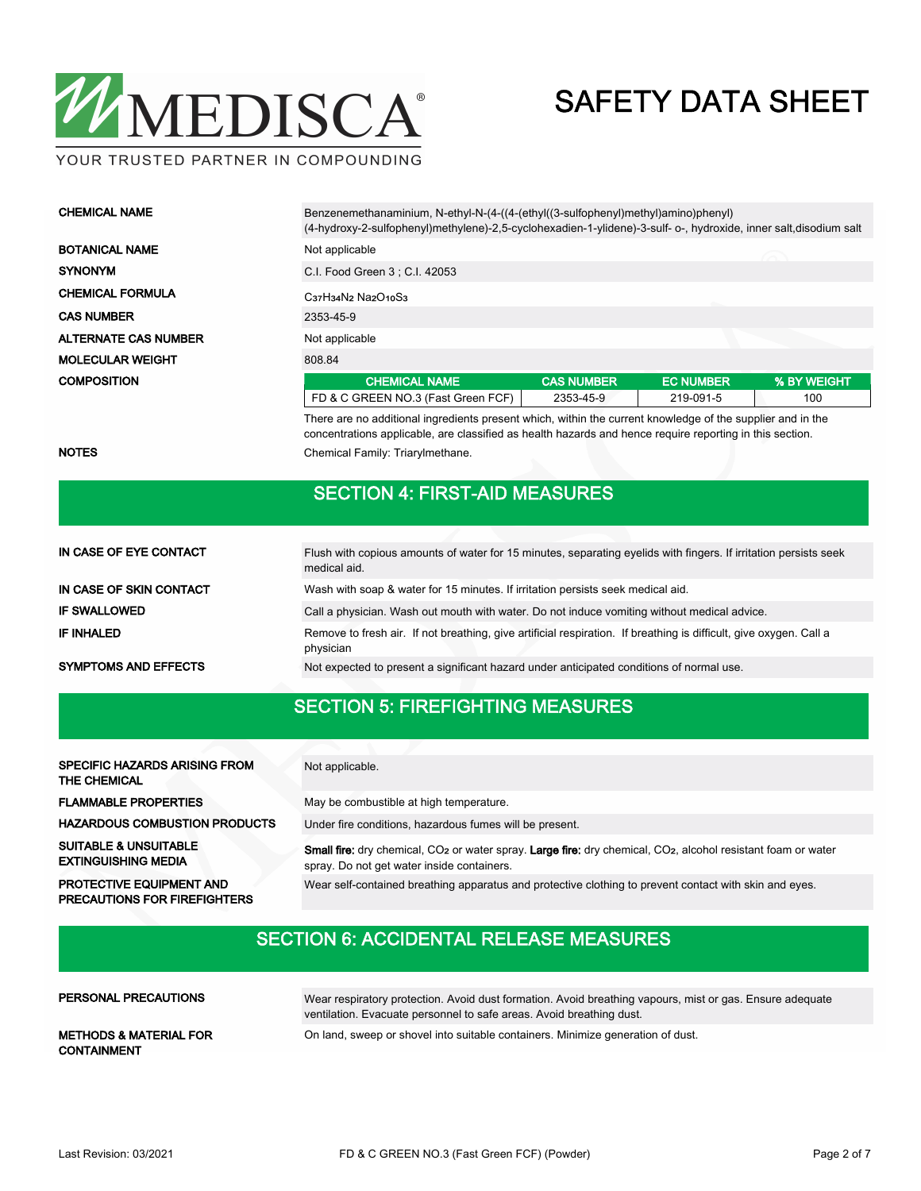# SAFETY DATA SHEET

MEDISCA® — YOUR TRUSTED PARTNER IN COMPOUNDING

| | |
|---|---|
| **CHEMICAL NAME** | Benzenemethanaminium, N-ethyl-N-(4-((4-(ethyl((3-sulfophenyl)methyl)amino)phenyl)(4-hydroxy-2-sulfophenyl)methylene)-2,5-cyclohexadien-1-ylidene)-3-sulf- o-, hydroxide, inner salt,disodium salt |
| **BOTANICAL NAME** | Not applicable |
| **SYNONYM** | C.I. Food Green 3 ; C.I. 42053 |
| **CHEMICAL FORMULA** | $C_{37}H_{34}N_2Na_2O_{10}S_3$ |
| **CAS NUMBER** | 2353-45-9 |
| **ALTERNATE CAS NUMBER** | Not applicable |
| **MOLECULAR WEIGHT** | 808.84 |

**COMPOSITION**

| CHEMICAL NAME | CAS NUMBER | EC NUMBER | % BY WEIGHT |
|---|---|---|---|
| FD & C GREEN NO.3 (Fast Green FCF) | 2353-45-9 | 219-091-5 | 100 |

There are no additional ingredients present which, within the current knowledge of the supplier and in the concentrations applicable, are classified as health hazards and hence require reporting in this section.

**NOTES** Chemical Family: Triarylmethane.

## SECTION 4: FIRST-AID MEASURES

| | |
|---|---|
| **IN CASE OF EYE CONTACT** | Flush with copious amounts of water for 15 minutes, separating eyelids with fingers. If irritation persists seek medical aid. |
| **IN CASE OF SKIN CONTACT** | Wash with soap & water for 15 minutes. If irritation persists seek medical aid. |
| **IF SWALLOWED** | Call a physician. Wash out mouth with water. Do not induce vomiting without medical advice. |
| **IF INHALED** | Remove to fresh air. If not breathing, give artificial respiration. If breathing is difficult, give oxygen. Call a physician |
| **SYMPTOMS AND EFFECTS** | Not expected to present a significant hazard under anticipated conditions of normal use. |

## SECTION 5: FIREFIGHTING MEASURES

| | |
|---|---|
| **SPECIFIC HAZARDS ARISING FROM THE CHEMICAL** | Not applicable. |
| **FLAMMABLE PROPERTIES** | May be combustible at high temperature. |
| **HAZARDOUS COMBUSTION PRODUCTS** | Under fire conditions, hazardous fumes will be present. |
| **SUITABLE & UNSUITABLE EXTINGUISHING MEDIA** | **Small fire:** dry chemical, $CO_2$ or water spray. **Large fire:** dry chemical, $CO_2$, alcohol resistant foam or water spray. Do not get water inside containers. |
| **PROTECTIVE EQUIPMENT AND PRECAUTIONS FOR FIREFIGHTERS** | Wear self-contained breathing apparatus and protective clothing to prevent contact with skin and eyes. |

## SECTION 6: ACCIDENTAL RELEASE MEASURES

| | |
|---|---|
| **PERSONAL PRECAUTIONS** | Wear respiratory protection. Avoid dust formation. Avoid breathing vapours, mist or gas. Ensure adequate ventilation. Evacuate personnel to safe areas. Avoid breathing dust. |
| **METHODS & MATERIAL FOR CONTAINMENT** | On land, sweep or shovel into suitable containers. Minimize generation of dust. |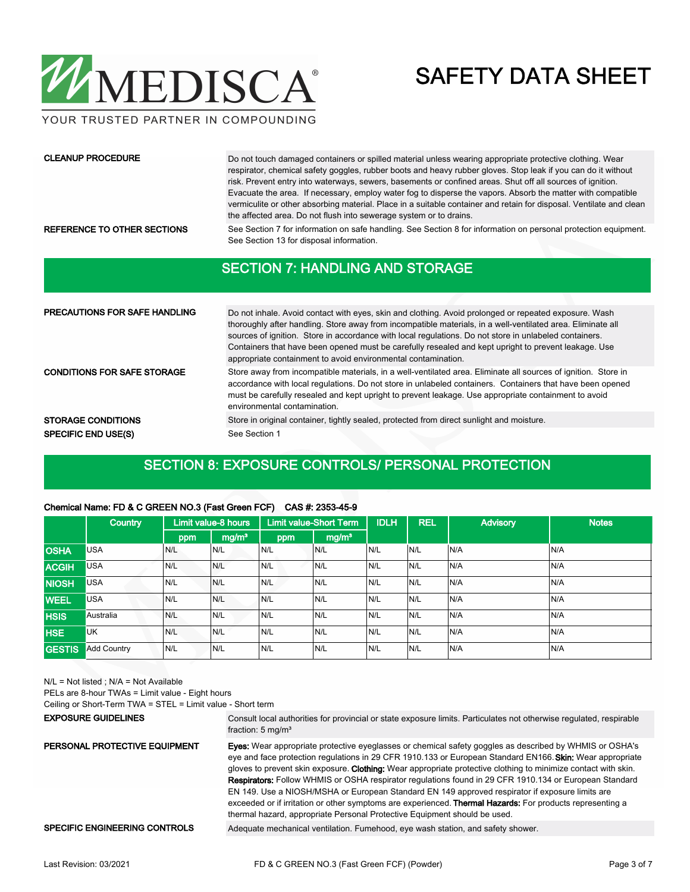**CLEANUP PROCEDURE**

Do not touch damaged containers or spilled material unless wearing appropriate protective clothing. Wear respirator, chemical safety goggles, rubber boots and heavy rubber gloves. Stop leak if you can do it without risk. Prevent entry into waterways, sewers, basements or confined areas. Shut off all sources of ignition. Evacuate the area. If necessary, employ water fog to disperse the vapors. Absorb the matter with compatible vermiculite or other absorbing material. Place in a suitable container and retain for disposal. Ventilate and clean the affected area. Do not flush into sewerage system or to drains.

**REFERENCE TO OTHER SECTIONS**

See Section 7 for information on safe handling. See Section 8 for information on personal protection equipment. See Section 13 for disposal information.

## SECTION 7: HANDLING AND STORAGE

**PRECAUTIONS FOR SAFE HANDLING**

Do not inhale. Avoid contact with eyes, skin and clothing. Avoid prolonged or repeated exposure. Wash thoroughly after handling. Store away from incompatible materials, in a well-ventilated area. Eliminate all sources of ignition. Store in accordance with local regulations. Do not store in unlabeled containers. Containers that have been opened must be carefully resealed and kept upright to prevent leakage. Use appropriate containment to avoid environmental contamination.

**CONDITIONS FOR SAFE STORAGE**

Store away from incompatible materials, in a well-ventilated area. Eliminate all sources of ignition. Store in accordance with local regulations. Do not store in unlabeled containers. Containers that have been opened must be carefully resealed and kept upright to prevent leakage. Use appropriate containment to avoid environmental contamination.

**STORAGE CONDITIONS**

Store in original container, tightly sealed, protected from direct sunlight and moisture.

**SPECIFIC END USE(S)**

See Section 1

## SECTION 8: EXPOSURE CONTROLS/ PERSONAL PROTECTION

**Chemical Name: FD & C GREEN NO.3 (Fast Green FCF) CAS #: 2353-45-9**

| | Country | Limit value-8 hours | | Limit value-Short Term | | IDLH | REL | Advisory | Notes |
|---|---|---|---|---|---|---|---|---|---|
| | | ppm | mg/m³ | ppm | mg/m³ | | | | |
| OSHA | USA | N/L | N/L | N/L | N/L | N/L | N/L | N/A | N/A |
| ACGIH | USA | N/L | N/L | N/L | N/L | N/L | N/L | N/A | N/A |
| NIOSH | USA | N/L | N/L | N/L | N/L | N/L | N/L | N/A | N/A |
| WEEL | USA | N/L | N/L | N/L | N/L | N/L | N/L | N/A | N/A |
| HSIS | Australia | N/L | N/L | N/L | N/L | N/L | N/L | N/A | N/A |
| HSE | UK | N/L | N/L | N/L | N/L | N/L | N/L | N/A | N/A |
| GESTIS | Add Country | N/L | N/L | N/L | N/L | N/L | N/L | N/A | N/A |

N/L = Not listed ; N/A = Not Available
PELs are 8-hour TWAs = Limit value - Eight hours
Ceiling or Short-Term TWA = STEL = Limit value - Short term

**EXPOSURE GUIDELINES**

Consult local authorities for provincial or state exposure limits. Particulates not otherwise regulated, respirable fraction: 5 mg/m³

**PERSONAL PROTECTIVE EQUIPMENT**

**Eyes:** Wear appropriate protective eyeglasses or chemical safety goggles as described by WHMIS or OSHA's eye and face protection regulations in 29 CFR 1910.133 or European Standard EN166. **Skin:** Wear appropriate gloves to prevent skin exposure. **Clothing:** Wear appropriate protective clothing to minimize contact with skin. **Respirators:** Follow WHMIS or OSHA respirator regulations found in 29 CFR 1910.134 or European Standard EN 149. Use a NIOSH/MSHA or European Standard EN 149 approved respirator if exposure limits are exceeded or if irritation or other symptoms are experienced. **Thermal Hazards:** For products representing a thermal hazard, appropriate Personal Protective Equipment should be used.

**SPECIFIC ENGINEERING CONTROLS**

Adequate mechanical ventilation. Fumehood, eye wash station, and safety shower.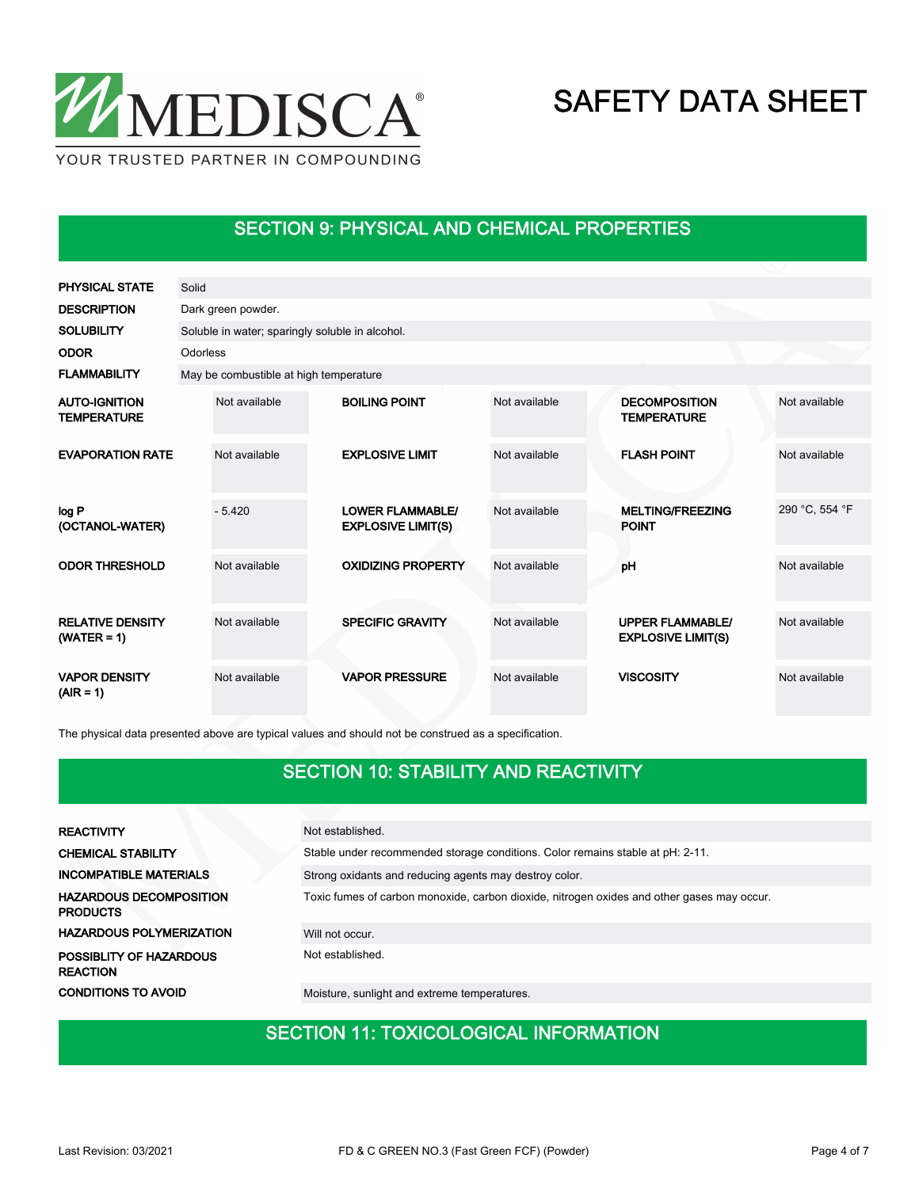## SECTION 9: PHYSICAL AND CHEMICAL PROPERTIES

| | |
|---|---|
| **PHYSICAL STATE** | Solid |
| **DESCRIPTION** | Dark green powder. |
| **SOLUBILITY** | Soluble in water; sparingly soluble in alcohol. |
| **ODOR** | Odorless |
| **FLAMMABILITY** | May be combustible at high temperature |

| | | | | | |
|---|---|---|---|---|---|
| **AUTO-IGNITION TEMPERATURE** | Not available | **BOILING POINT** | Not available | **DECOMPOSITION TEMPERATURE** | Not available |
| **EVAPORATION RATE** | Not available | **EXPLOSIVE LIMIT** | Not available | **FLASH POINT** | Not available |
| **log P (OCTANOL-WATER)** | - 5.420 | **LOWER FLAMMABLE/ EXPLOSIVE LIMIT(S)** | Not available | **MELTING/FREEZING POINT** | 290 °C, 554 °F |
| **ODOR THRESHOLD** | Not available | **OXIDIZING PROPERTY** | Not available | **pH** | Not available |
| **RELATIVE DENSITY (WATER = 1)** | Not available | **SPECIFIC GRAVITY** | Not available | **UPPER FLAMMABLE/ EXPLOSIVE LIMIT(S)** | Not available |
| **VAPOR DENSITY (AIR = 1)** | Not available | **VAPOR PRESSURE** | Not available | **VISCOSITY** | Not available |

The physical data presented above are typical values and should not be construed as a specification.

## SECTION 10: STABILITY AND REACTIVITY

| | |
|---|---|
| **REACTIVITY** | Not established. |
| **CHEMICAL STABILITY** | Stable under recommended storage conditions. Color remains stable at pH: 2-11. |
| **INCOMPATIBLE MATERIALS** | Strong oxidants and reducing agents may destroy color. |
| **HAZARDOUS DECOMPOSITION PRODUCTS** | Toxic fumes of carbon monoxide, carbon dioxide, nitrogen oxides and other gases may occur. |
| **HAZARDOUS POLYMERIZATION** | Will not occur. |
| **POSSIBLITY OF HAZARDOUS REACTION** | Not established. |
| **CONDITIONS TO AVOID** | Moisture, sunlight and extreme temperatures. |

## SECTION 11: TOXICOLOGICAL INFORMATION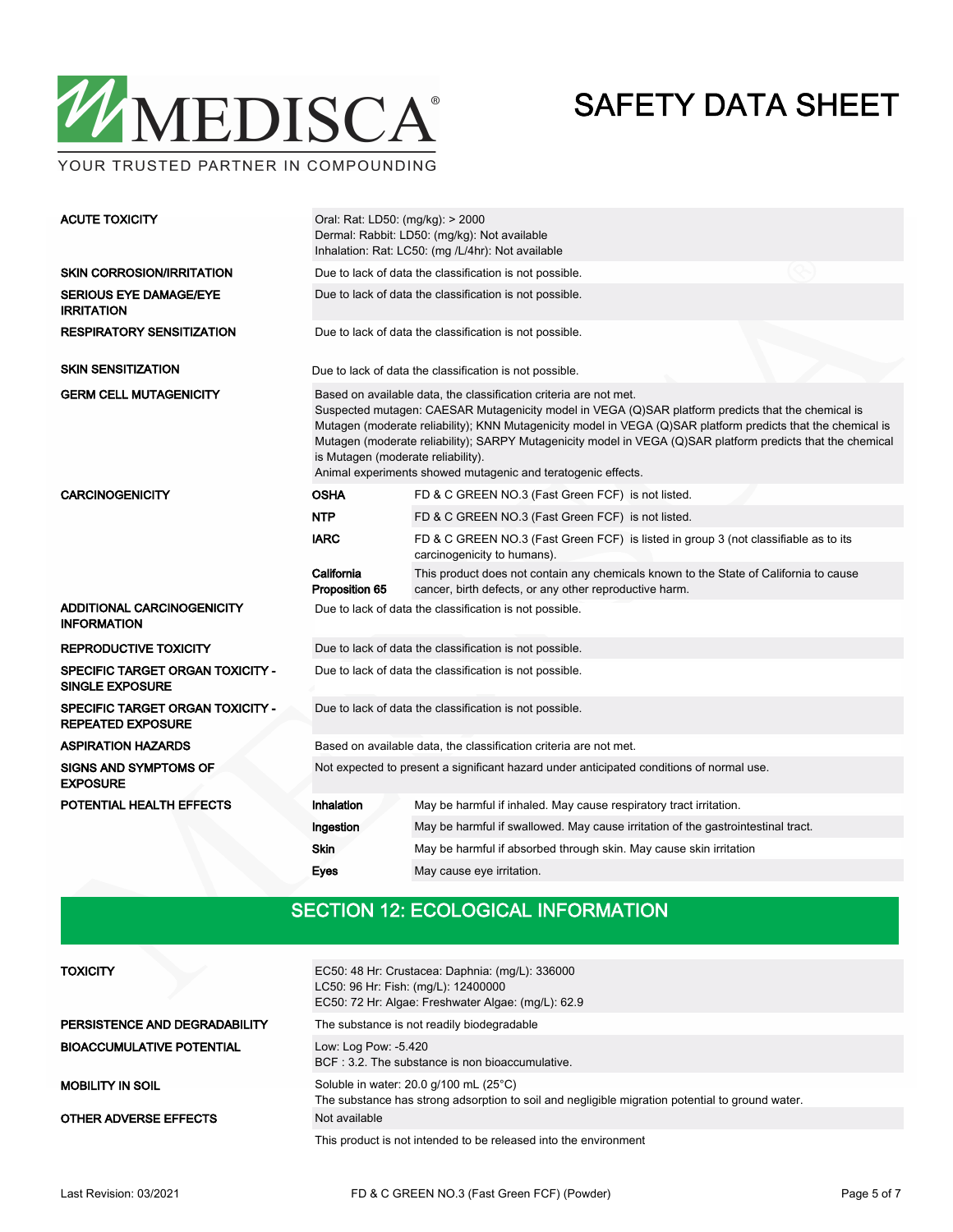| | | |
|---|---|---|
| **ACUTE TOXICITY** | Oral: Rat: LD50: (mg/kg): > 2000<br>Dermal: Rabbit: LD50: (mg/kg): Not available<br>Inhalation: Rat: LC50: (mg /L/4hr): Not available | |
| **SKIN CORROSION/IRRITATION** | Due to lack of data the classification is not possible. | |
| **SERIOUS EYE DAMAGE/EYE IRRITATION** | Due to lack of data the classification is not possible. | |
| **RESPIRATORY SENSITIZATION** | Due to lack of data the classification is not possible. | |
| **SKIN SENSITIZATION** | Due to lack of data the classification is not possible. | |
| **GERM CELL MUTAGENICITY** | Based on available data, the classification criteria are not met.<br>Suspected mutagen: CAESAR Mutagenicity model in VEGA (Q)SAR platform predicts that the chemical is Mutagen (moderate reliability); KNN Mutagenicity model in VEGA (Q)SAR platform predicts that the chemical is Mutagen (moderate reliability); SARPY Mutagenicity model in VEGA (Q)SAR platform predicts that the chemical is Mutagen (moderate reliability).<br>Animal experiments showed mutagenic and teratogenic effects. | |
| **CARCINOGENICITY** | **OSHA** | FD & C GREEN NO.3 (Fast Green FCF) is not listed. |
| | **NTP** | FD & C GREEN NO.3 (Fast Green FCF) is not listed. |
| | **IARC** | FD & C GREEN NO.3 (Fast Green FCF) is listed in group 3 (not classifiable as to its carcinogenicity to humans). |
| | **California Proposition 65** | This product does not contain any chemicals known to the State of California to cause cancer, birth defects, or any other reproductive harm. |
| **ADDITIONAL CARCINOGENICITY INFORMATION** | Due to lack of data the classification is not possible. | |
| **REPRODUCTIVE TOXICITY** | Due to lack of data the classification is not possible. | |
| **SPECIFIC TARGET ORGAN TOXICITY - SINGLE EXPOSURE** | Due to lack of data the classification is not possible. | |
| **SPECIFIC TARGET ORGAN TOXICITY - REPEATED EXPOSURE** | Due to lack of data the classification is not possible. | |
| **ASPIRATION HAZARDS** | Based on available data, the classification criteria are not met. | |
| **SIGNS AND SYMPTOMS OF EXPOSURE** | Not expected to present a significant hazard under anticipated conditions of normal use. | |
| **POTENTIAL HEALTH EFFECTS** | **Inhalation** | May be harmful if inhaled. May cause respiratory tract irritation. |
| | **Ingestion** | May be harmful if swallowed. May cause irritation of the gastrointestinal tract. |
| | **Skin** | May be harmful if absorbed through skin. May cause skin irritation |
| | **Eyes** | May cause eye irritation. |

## SECTION 12: ECOLOGICAL INFORMATION

| | |
|---|---|
| **TOXICITY** | EC50: 48 Hr: Crustacea: Daphnia: (mg/L): 336000<br>LC50: 96 Hr: Fish: (mg/L): 12400000<br>EC50: 72 Hr: Algae: Freshwater Algae: (mg/L): 62.9 |
| **PERSISTENCE AND DEGRADABILITY** | The substance is not readily biodegradable |
| **BIOACCUMULATIVE POTENTIAL** | Low: Log Pow: -5.420<br>BCF : 3.2. The substance is non bioaccumulative. |
| **MOBILITY IN SOIL** | Soluble in water: 20.0 g/100 mL (25°C)<br>The substance has strong adsorption to soil and negligible migration potential to ground water. |
| **OTHER ADVERSE EFFECTS** | Not available |
| | This product is not intended to be released into the environment |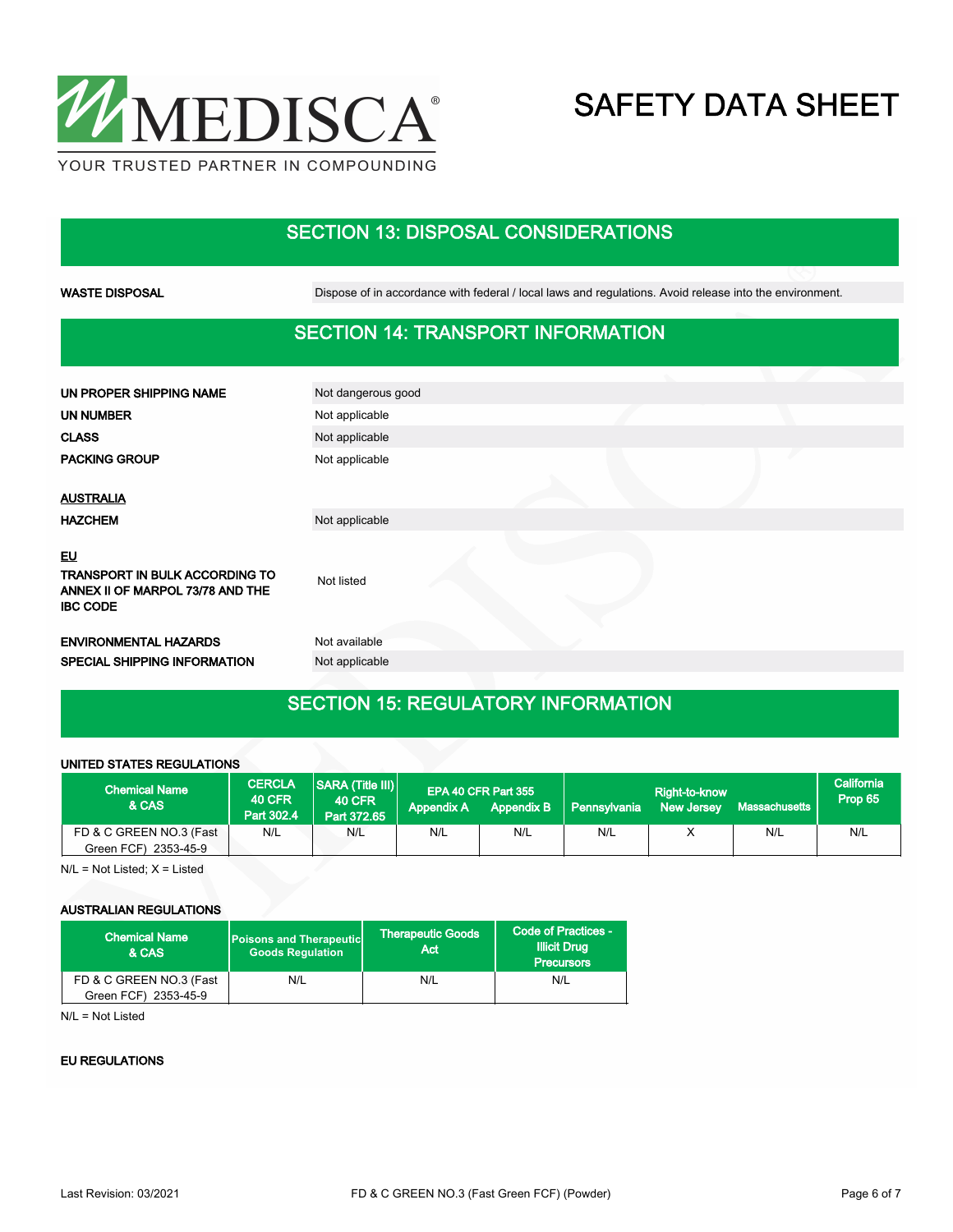## SECTION 13: DISPOSAL CONSIDERATIONS

**WASTE DISPOSAL** Dispose of in accordance with federal / local laws and regulations. Avoid release into the environment.

## SECTION 14: TRANSPORT INFORMATION

**UN PROPER SHIPPING NAME** Not dangerous good

**UN NUMBER** Not applicable

**CLASS** Not applicable

**PACKING GROUP** Not applicable

**AUSTRALIA**

**HAZCHEM** Not applicable

**EU**

**TRANSPORT IN BULK ACCORDING TO ANNEX II OF MARPOL 73/78 AND THE IBC CODE** Not listed

**ENVIRONMENTAL HAZARDS** Not available

**SPECIAL SHIPPING INFORMATION** Not applicable

## SECTION 15: REGULATORY INFORMATION

**UNITED STATES REGULATIONS**

| Chemical Name & CAS | CERCLA 40 CFR Part 302.4 | SARA (Title III) 40 CFR Part 372.65 | EPA 40 CFR Part 355 | | Right-to-know | | | California Prop 65 |
|---|---|---|---|---|---|---|---|---|
| | | | Appendix A | Appendix B | Pennsylvania | New Jersey | Massachusetts | |
| FD & C GREEN NO.3 (Fast Green FCF) 2353-45-9 | N/L | N/L | N/L | N/L | N/L | X | N/L | N/L |

N/L = Not Listed; X = Listed

**AUSTRALIAN REGULATIONS**

| Chemical Name & CAS | Poisons and Therapeutic Goods Regulation | Therapeutic Goods Act | Code of Practices - Illicit Drug Precursors |
|---|---|---|---|
| FD & C GREEN NO.3 (Fast Green FCF) 2353-45-9 | N/L | N/L | N/L |

N/L = Not Listed

**EU REGULATIONS**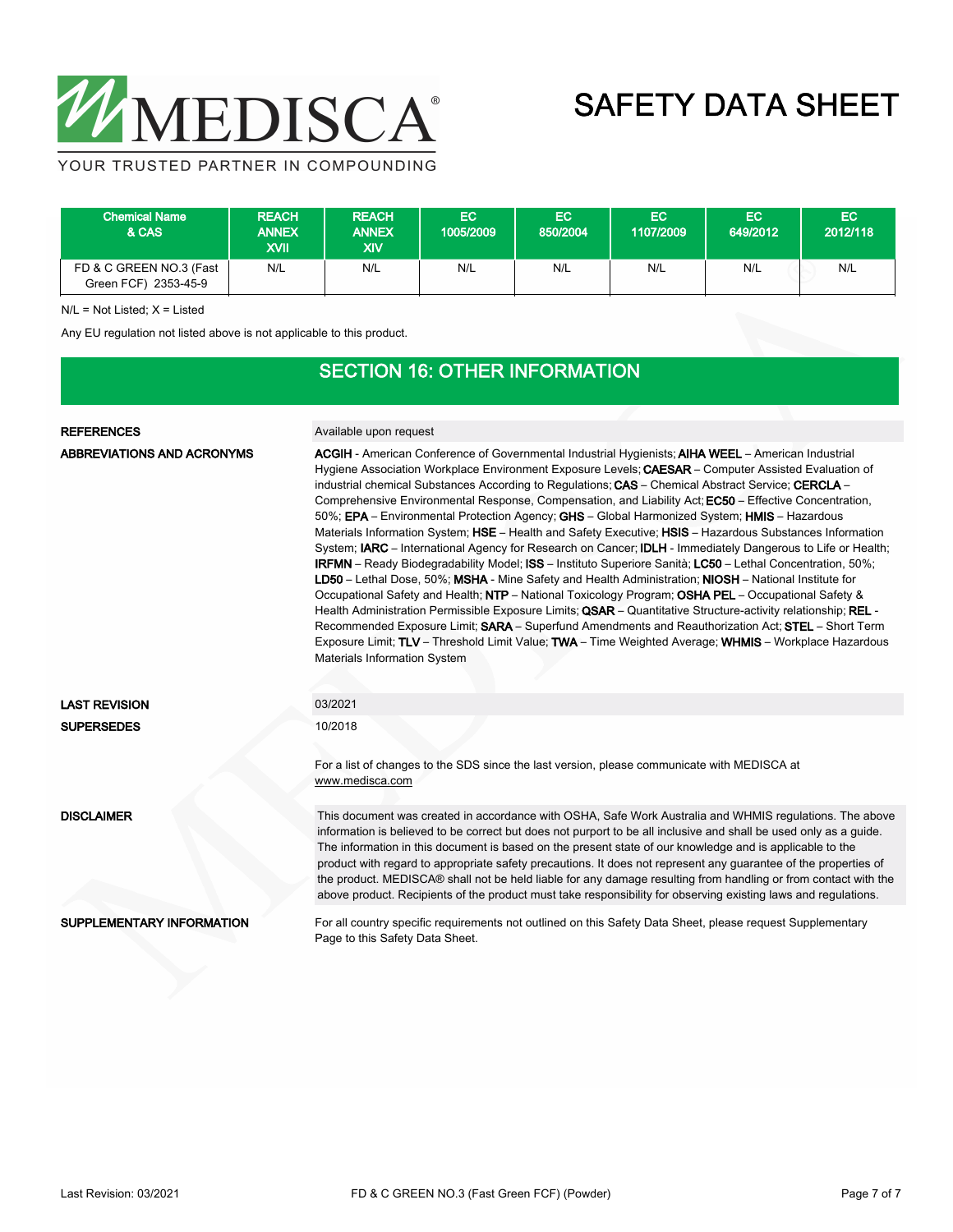| Chemical Name & CAS | REACH ANNEX XVII | REACH ANNEX XIV | EC 1005/2009 | EC 850/2004 | EC 1107/2009 | EC 649/2012 | EC 2012/118 |
|---|---|---|---|---|---|---|---|
| FD & C GREEN NO.3 (Fast Green FCF) 2353-45-9 | N/L | N/L | N/L | N/L | N/L | N/L | N/L |

N/L = Not Listed; X = Listed

Any EU regulation not listed above is not applicable to this product.

## SECTION 16: OTHER INFORMATION

**REFERENCES**

Available upon request

**ABBREVIATIONS AND ACRONYMS**

**ACGIH** - American Conference of Governmental Industrial Hygienists; **AIHA WEEL** – American Industrial Hygiene Association Workplace Environment Exposure Levels; **CAESAR** – Computer Assisted Evaluation of industrial chemical Substances According to Regulations; **CAS** – Chemical Abstract Service; **CERCLA** – Comprehensive Environmental Response, Compensation, and Liability Act; **EC50** – Effective Concentration, 50%; **EPA** – Environmental Protection Agency; **GHS** – Global Harmonized System; **HMIS** – Hazardous Materials Information System; **HSE** – Health and Safety Executive; **HSIS** – Hazardous Substances Information System; **IARC** – International Agency for Research on Cancer; **IDLH** - Immediately Dangerous to Life or Health; **IRFMN** – Ready Biodegradability Model; **ISS** – Instituto Superiore Sanità; **LC50** – Lethal Concentration, 50%; **LD50** – Lethal Dose, 50%; **MSHA** - Mine Safety and Health Administration; **NIOSH** – National Institute for Occupational Safety and Health; **NTP** – National Toxicology Program; **OSHA PEL** – Occupational Safety & Health Administration Permissible Exposure Limits; **QSAR** – Quantitative Structure-activity relationship; **REL** - Recommended Exposure Limit; **SARA** – Superfund Amendments and Reauthorization Act; **STEL** – Short Term Exposure Limit; **TLV** – Threshold Limit Value; **TWA** – Time Weighted Average; **WHMIS** – Workplace Hazardous Materials Information System

**LAST REVISION**

03/2021

**SUPERSEDES**

10/2018

For a list of changes to the SDS since the last version, please communicate with MEDISCA at www.medisca.com

**DISCLAIMER**

This document was created in accordance with OSHA, Safe Work Australia and WHMIS regulations. The above information is believed to be correct but does not purport to be all inclusive and shall be used only as a guide. The information in this document is based on the present state of our knowledge and is applicable to the product with regard to appropriate safety precautions. It does not represent any guarantee of the properties of the product. MEDISCA® shall not be held liable for any damage resulting from handling or from contact with the above product. Recipients of the product must take responsibility for observing existing laws and regulations.

**SUPPLEMENTARY INFORMATION**

For all country specific requirements not outlined on this Safety Data Sheet, please request Supplementary Page to this Safety Data Sheet.